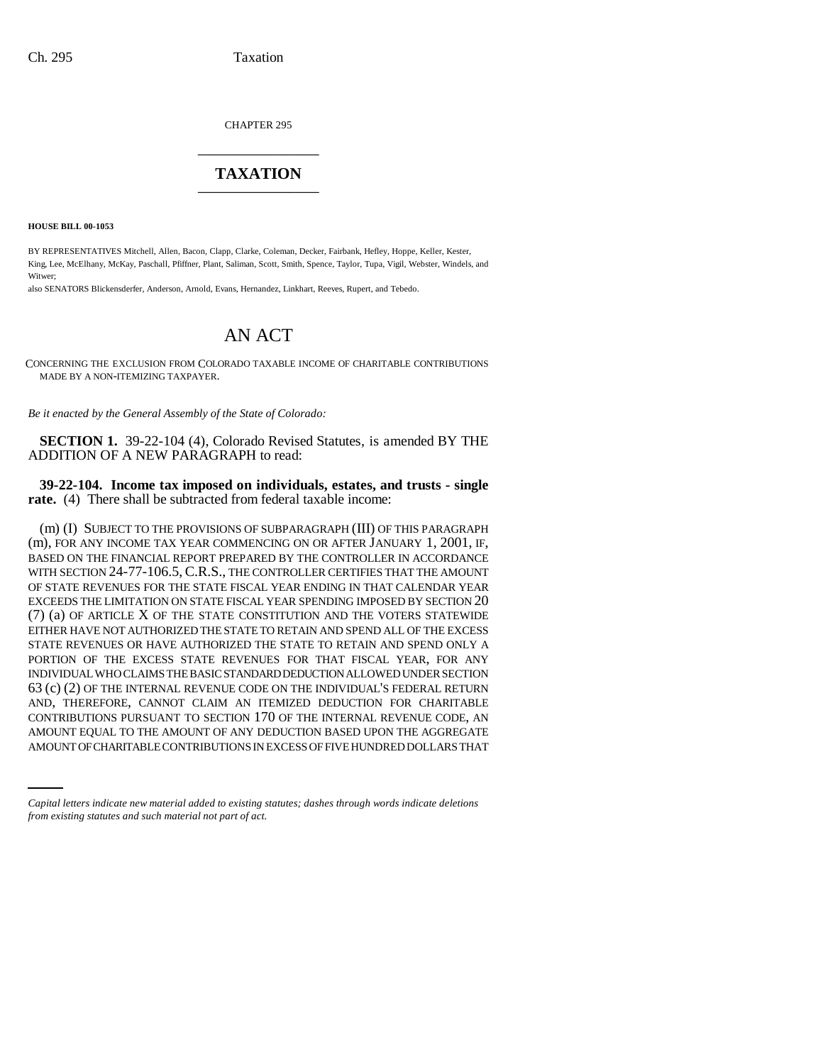CHAPTER 295

# TAXATION

**HOUSE BILL 00-1053**

BY REPRESENTATIVES Mitchell, Allen, Bacon, Clapp, Clarke, Coleman, Decker, Fairbank, Hefley, Hoppe, Keller, Kester, King, Lee, McElhany, McKay, Paschall, Pfiffner, Plant, Saliman, Scott, Smith, Spence, Taylor, Tupa, Vigil, Webster, Windels, and Witwer;

also SENATORS Blickensderfer, Anderson, Arnold, Evans, Hernandez, Linkhart, Reeves, Rupert, and Tebedo.

## AN ACT

CONCERNING THE EXCLUSION FROM COLORADO TAXABLE INCOME OF CHARITABLE CONTRIBUTIONS MADE BY A NON-ITEMIZING TAXPAYER.

*Be it enacted by the General Assembly of the State of Colorado:*

**SECTION 1.** 39-22-104 (4), Colorado Revised Statutes, is amended BY THE ADDITION OF A NEW PARAGRAPH to read:

**39-22-104. Income tax imposed on individuals, estates, and trusts - single rate.** (4) There shall be subtracted from federal taxable income:

(m) (I) SUBJECT TO THE PROVISIONS OF SUBPARAGRAPH (III) OF THIS PARAGRAPH (m), FOR ANY INCOME TAX YEAR COMMENCING ON OR AFTER JANUARY 1, 2001, IF, BASED ON THE FINANCIAL REPORT PREPARED BY THE CONTROLLER IN ACCORDANCE WITH SECTION 24-77-106.5, C.R.S., THE CONTROLLER CERTIFIES THAT THE AMOUNT OF STATE REVENUES FOR THE STATE FISCAL YEAR ENDING IN THAT CALENDAR YEAR EXCEEDS THE LIMITATION ON STATE FISCAL YEAR SPENDING IMPOSED BY SECTION 20 (7) (a) OF ARTICLE X OF THE STATE CONSTITUTION AND THE VOTERS STATEWIDE EITHER HAVE NOT AUTHORIZED THE STATE TO RETAIN AND SPEND ALL OF THE EXCESS STATE REVENUES OR HAVE AUTHORIZED THE STATE TO RETAIN AND SPEND ONLY A PORTION OF THE EXCESS STATE REVENUES FOR THAT FISCAL YEAR, FOR ANY INDIVIDUAL WHO CLAIMS THE BASIC STANDARD DEDUCTION ALLOWED UNDER SECTION 63 (c) (2) OF THE INTERNAL REVENUE CODE ON THE INDIVIDUAL'S FEDERAL RETURN AND, THEREFORE, CANNOT CLAIM AN ITEMIZED DEDUCTION FOR CHARITABLE CONTRIBUTIONS PURSUANT TO SECTION 170 OF THE INTERNAL REVENUE CODE, AN AMOUNT EQUAL TO THE AMOUNT OF ANY DEDUCTION BASED UPON THE AGGREGATE AMOUNT OF CHARITABLE CONTRIBUTIONS IN EXCESS OF FIVE HUNDRED DOLLARS THAT

*Capital letters indicate new material added to existing statutes; dashes through words indicate deletions from existing statutes and such material not part of act.*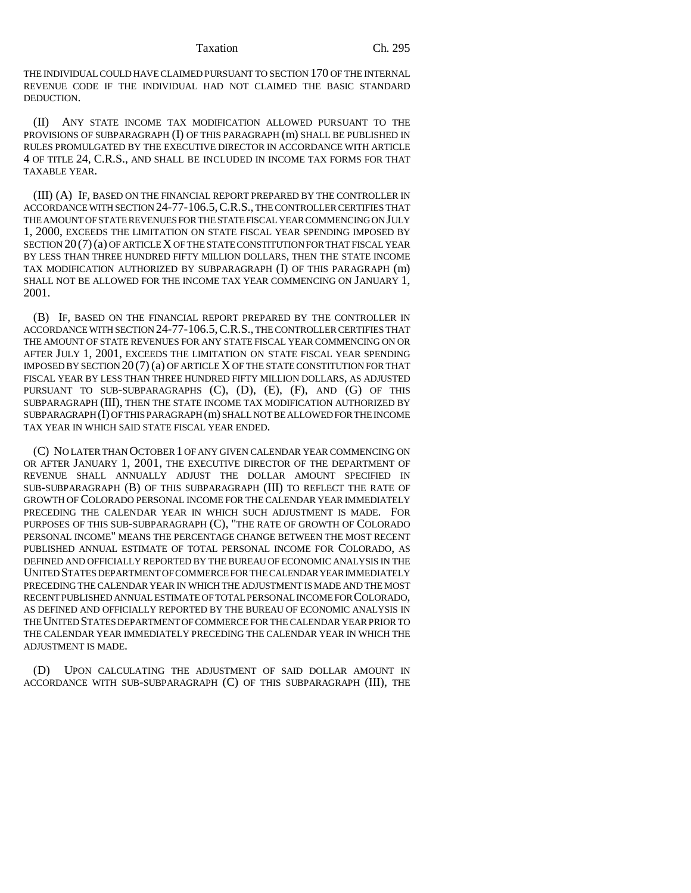THE INDIVIDUAL COULD HAVE CLAIMED PURSUANT TO SECTION 170 OF THE INTERNAL REVENUE CODE IF THE INDIVIDUAL HAD NOT CLAIMED THE BASIC STANDARD DEDUCTION.

(II) ANY STATE INCOME TAX MODIFICATION ALLOWED PURSUANT TO THE PROVISIONS OF SUBPARAGRAPH (I) OF THIS PARAGRAPH (m) SHALL BE PUBLISHED IN RULES PROMULGATED BY THE EXECUTIVE DIRECTOR IN ACCORDANCE WITH ARTICLE 4 OF TITLE 24, C.R.S., AND SHALL BE INCLUDED IN INCOME TAX FORMS FOR THAT TAXABLE YEAR.

(III) (A) IF, BASED ON THE FINANCIAL REPORT PREPARED BY THE CONTROLLER IN ACCORDANCE WITH SECTION 24-77-106.5, C.R.S., THE CONTROLLER CERTIFIES THAT THE AMOUNT OF STATE REVENUES FOR THE STATE FISCAL YEAR COMMENCING ON JULY 1, 2000, EXCEEDS THE LIMITATION ON STATE FISCAL YEAR SPENDING IMPOSED BY SECTION 20 (7) (a) OF ARTICLE X OF THE STATE CONSTITUTION FOR THAT FISCAL YEAR BY LESS THAN THREE HUNDRED FIFTY MILLION DOLLARS, THEN THE STATE INCOME TAX MODIFICATION AUTHORIZED BY SUBPARAGRAPH (I) OF THIS PARAGRAPH (m) SHALL NOT BE ALLOWED FOR THE INCOME TAX YEAR COMMENCING ON JANUARY 1, 2001.

(B) IF, BASED ON THE FINANCIAL REPORT PREPARED BY THE CONTROLLER IN ACCORDANCE WITH SECTION 24-77-106.5, C.R.S., THE CONTROLLER CERTIFIES THAT THE AMOUNT OF STATE REVENUES FOR ANY STATE FISCAL YEAR COMMENCING ON OR AFTER JULY 1, 2001, EXCEEDS THE LIMITATION ON STATE FISCAL YEAR SPENDING IMPOSED BY SECTION 20 (7) (a) OF ARTICLE X OF THE STATE CONSTITUTION FOR THAT FISCAL YEAR BY LESS THAN THREE HUNDRED FIFTY MILLION DOLLARS, AS ADJUSTED PURSUANT TO SUB-SUBPARAGRAPHS (C), (D), (E), (F), AND (G) OF THIS SUBPARAGRAPH (III), THEN THE STATE INCOME TAX MODIFICATION AUTHORIZED BY SUBPARAGRAPH (I) OF THIS PARAGRAPH (m) SHALL NOT BE ALLOWED FOR THE INCOME TAX YEAR IN WHICH SAID STATE FISCAL YEAR ENDED.

(C) NO LATER THAN OCTOBER 1 OF ANY GIVEN CALENDAR YEAR COMMENCING ON OR AFTER JANUARY 1, 2001, THE EXECUTIVE DIRECTOR OF THE DEPARTMENT OF REVENUE SHALL ANNUALLY ADJUST THE DOLLAR AMOUNT SPECIFIED IN SUB-SUBPARAGRAPH (B) OF THIS SUBPARAGRAPH (III) TO REFLECT THE RATE OF GROWTH OF COLORADO PERSONAL INCOME FOR THE CALENDAR YEAR IMMEDIATELY PRECEDING THE CALENDAR YEAR IN WHICH SUCH ADJUSTMENT IS MADE. FOR PURPOSES OF THIS SUB-SUBPARAGRAPH (C), "THE RATE OF GROWTH OF COLORADO PERSONAL INCOME" MEANS THE PERCENTAGE CHANGE BETWEEN THE MOST RECENT PUBLISHED ANNUAL ESTIMATE OF TOTAL PERSONAL INCOME FOR COLORADO, AS DEFINED AND OFFICIALLY REPORTED BY THE BUREAU OF ECONOMIC ANALYSIS IN THE UNITED STATES DEPARTMENT OF COMMERCE FOR THE CALENDAR YEAR IMMEDIATELY PRECEDING THE CALENDAR YEAR IN WHICH THE ADJUSTMENT IS MADE AND THE MOST RECENT PUBLISHED ANNUAL ESTIMATE OF TOTAL PERSONAL INCOME FOR COLORADO, AS DEFINED AND OFFICIALLY REPORTED BY THE BUREAU OF ECONOMIC ANALYSIS IN THE UNITED STATES DEPARTMENT OF COMMERCE FOR THE CALENDAR YEAR PRIOR TO THE CALENDAR YEAR IMMEDIATELY PRECEDING THE CALENDAR YEAR IN WHICH THE ADJUSTMENT IS MADE.

(D) UPON CALCULATING THE ADJUSTMENT OF SAID DOLLAR AMOUNT IN ACCORDANCE WITH SUB-SUBPARAGRAPH (C) OF THIS SUBPARAGRAPH (III), THE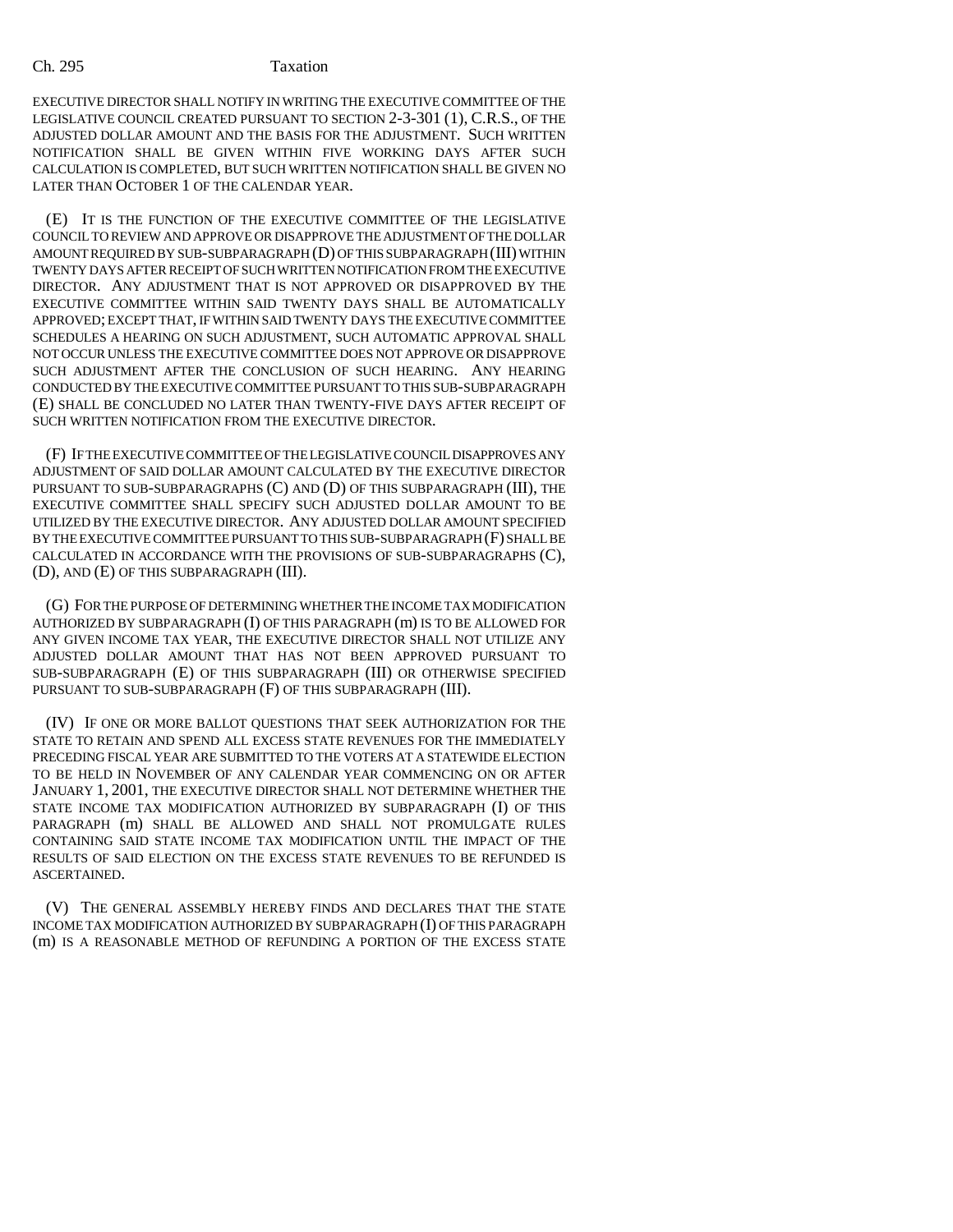EXECUTIVE DIRECTOR SHALL NOTIFY IN WRITING THE EXECUTIVE COMMITTEE OF THE LEGISLATIVE COUNCIL CREATED PURSUANT TO SECTION 2-3-301 (1), C.R.S., OF THE ADJUSTED DOLLAR AMOUNT AND THE BASIS FOR THE ADJUSTMENT. SUCH WRITTEN NOTIFICATION SHALL BE GIVEN WITHIN FIVE WORKING DAYS AFTER SUCH CALCULATION IS COMPLETED, BUT SUCH WRITTEN NOTIFICATION SHALL BE GIVEN NO LATER THAN OCTOBER 1 OF THE CALENDAR YEAR.

(E) IT IS THE FUNCTION OF THE EXECUTIVE COMMITTEE OF THE LEGISLATIVE COUNCIL TO REVIEW AND APPROVE OR DISAPPROVE THE ADJUSTMENT OF THE DOLLAR AMOUNT REQUIRED BY SUB-SUBPARAGRAPH (D) OF THIS SUBPARAGRAPH (III) WITHIN TWENTY DAYS AFTER RECEIPT OF SUCH WRITTEN NOTIFICATION FROM THE EXECUTIVE DIRECTOR. ANY ADJUSTMENT THAT IS NOT APPROVED OR DISAPPROVED BY THE EXECUTIVE COMMITTEE WITHIN SAID TWENTY DAYS SHALL BE AUTOMATICALLY APPROVED; EXCEPT THAT, IF WITHIN SAID TWENTY DAYS THE EXECUTIVE COMMITTEE SCHEDULES A HEARING ON SUCH ADJUSTMENT, SUCH AUTOMATIC APPROVAL SHALL NOT OCCUR UNLESS THE EXECUTIVE COMMITTEE DOES NOT APPROVE OR DISAPPROVE SUCH ADJUSTMENT AFTER THE CONCLUSION OF SUCH HEARING. ANY HEARING CONDUCTED BY THE EXECUTIVE COMMITTEE PURSUANT TO THIS SUB-SUBPARAGRAPH (E) SHALL BE CONCLUDED NO LATER THAN TWENTY-FIVE DAYS AFTER RECEIPT OF SUCH WRITTEN NOTIFICATION FROM THE EXECUTIVE DIRECTOR.

(F) IF THE EXECUTIVE COMMITTEE OF THE LEGISLATIVE COUNCIL DISAPPROVES ANY ADJUSTMENT OF SAID DOLLAR AMOUNT CALCULATED BY THE EXECUTIVE DIRECTOR PURSUANT TO SUB-SUBPARAGRAPHS (C) AND (D) OF THIS SUBPARAGRAPH (III), THE EXECUTIVE COMMITTEE SHALL SPECIFY SUCH ADJUSTED DOLLAR AMOUNT TO BE UTILIZED BY THE EXECUTIVE DIRECTOR. ANY ADJUSTED DOLLAR AMOUNT SPECIFIED BY THE EXECUTIVE COMMITTEE PURSUANT TO THIS SUB-SUBPARAGRAPH (F) SHALL BE CALCULATED IN ACCORDANCE WITH THE PROVISIONS OF SUB-SUBPARAGRAPHS (C), (D), AND (E) OF THIS SUBPARAGRAPH (III).

(G) FOR THE PURPOSE OF DETERMINING WHETHER THE INCOME TAX MODIFICATION AUTHORIZED BY SUBPARAGRAPH (I) OF THIS PARAGRAPH (m) IS TO BE ALLOWED FOR ANY GIVEN INCOME TAX YEAR, THE EXECUTIVE DIRECTOR SHALL NOT UTILIZE ANY ADJUSTED DOLLAR AMOUNT THAT HAS NOT BEEN APPROVED PURSUANT TO SUB-SUBPARAGRAPH (E) OF THIS SUBPARAGRAPH (III) OR OTHERWISE SPECIFIED PURSUANT TO SUB-SUBPARAGRAPH (F) OF THIS SUBPARAGRAPH (III).

(IV) IF ONE OR MORE BALLOT QUESTIONS THAT SEEK AUTHORIZATION FOR THE STATE TO RETAIN AND SPEND ALL EXCESS STATE REVENUES FOR THE IMMEDIATELY PRECEDING FISCAL YEAR ARE SUBMITTED TO THE VOTERS AT A STATEWIDE ELECTION TO BE HELD IN NOVEMBER OF ANY CALENDAR YEAR COMMENCING ON OR AFTER JANUARY 1, 2001, THE EXECUTIVE DIRECTOR SHALL NOT DETERMINE WHETHER THE STATE INCOME TAX MODIFICATION AUTHORIZED BY SUBPARAGRAPH (I) OF THIS PARAGRAPH (m) SHALL BE ALLOWED AND SHALL NOT PROMULGATE RULES CONTAINING SAID STATE INCOME TAX MODIFICATION UNTIL THE IMPACT OF THE RESULTS OF SAID ELECTION ON THE EXCESS STATE REVENUES TO BE REFUNDED IS ASCERTAINED.

(V) THE GENERAL ASSEMBLY HEREBY FINDS AND DECLARES THAT THE STATE INCOME TAX MODIFICATION AUTHORIZED BY SUBPARAGRAPH (I) OF THIS PARAGRAPH (m) IS A REASONABLE METHOD OF REFUNDING A PORTION OF THE EXCESS STATE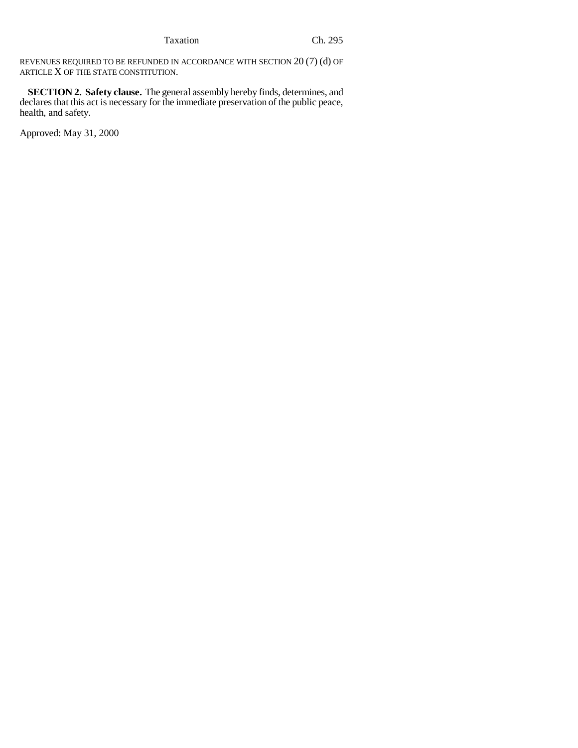REVENUES REQUIRED TO BE REFUNDED IN ACCORDANCE WITH SECTION 20 (7) (d) OF ARTICLE X OF THE STATE CONSTITUTION.

**SECTION 2. Safety clause.** The general assembly hereby finds, determines, and declares that this act is necessary for the immediate preservation of the public peace, health, and safety.

Approved: May 31, 2000